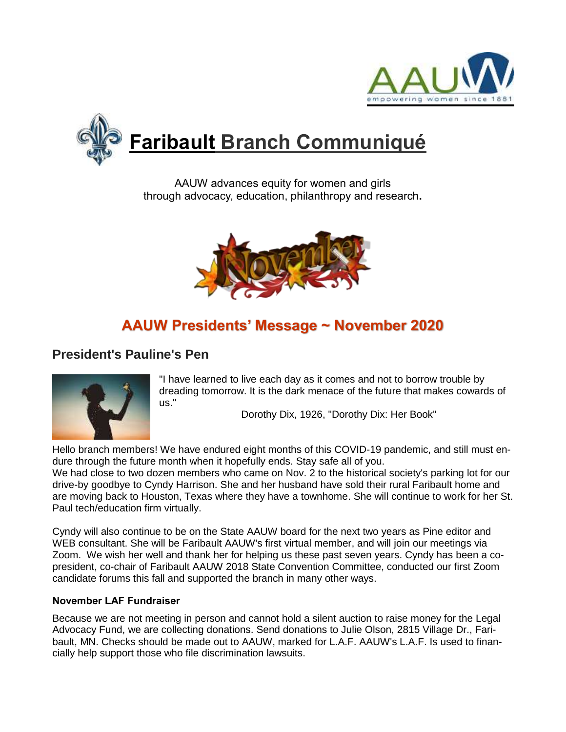# Faribault Branch Communiqué

AAUW advances equity for women and girls
through advocacy, education, philanthropy and research.

## AAUW Presidents' Message ~ November 2020

### President's Pauline's Pen

"I have learned to live each day as it comes and not to borrow trouble by dreading tomorrow. It is the dark menace of the future that makes cowards of us."

Dorothy Dix, 1926, "Dorothy Dix: Her Book"

Hello branch members! We have endured eight months of this COVID-19 pandemic, and still must endure through the future month when it hopefully ends. Stay safe all of you.
We had close to two dozen members who came on Nov. 2 to the historical society's parking lot for our drive-by goodbye to Cyndy Harrison. She and her husband have sold their rural Faribault home and are moving back to Houston, Texas where they have a townhome. She will continue to work for her St. Paul tech/education firm virtually.

Cyndy will also continue to be on the State AAUW board for the next two years as Pine editor and WEB consultant. She will be Faribault AAUW's first virtual member, and will join our meetings via Zoom. We wish her well and thank her for helping us these past seven years. Cyndy has been a co-president, co-chair of Faribault AAUW 2018 State Convention Committee, conducted our first Zoom candidate forums this fall and supported the branch in many other ways.

**November LAF Fundraiser**

Because we are not meeting in person and cannot hold a silent auction to raise money for the Legal Advocacy Fund, we are collecting donations. Send donations to Julie Olson, 2815 Village Dr., Faribault, MN. Checks should be made out to AAUW, marked for L.A.F. AAUW's L.A.F. Is used to financially help support those who file discrimination lawsuits.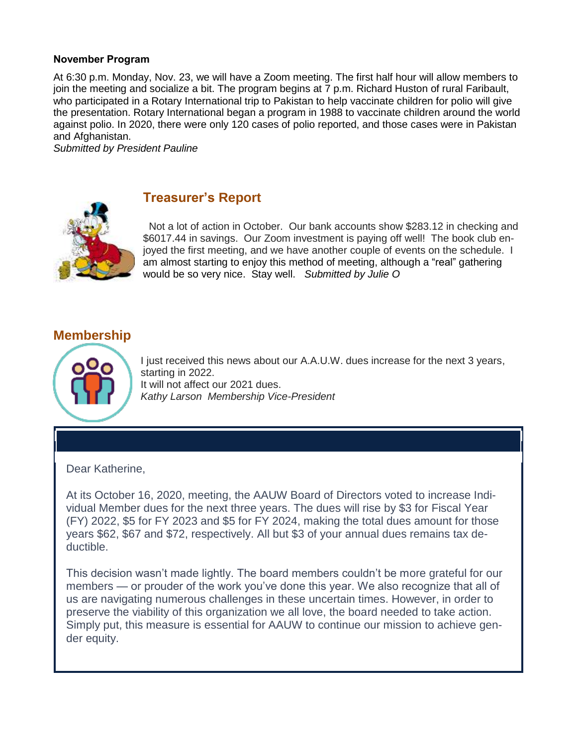**November Program**

At 6:30 p.m. Monday, Nov. 23, we will have a Zoom meeting. The first half hour will allow members to join the meeting and socialize a bit. The program begins at 7 p.m. Richard Huston of rural Faribault, who participated in a Rotary International trip to Pakistan to help vaccinate children for polio will give the presentation. Rotary International began a program in 1988 to vaccinate children around the world against polio. In 2020, there were only 120 cases of polio reported, and those cases were in Pakistan and Afghanistan.

*Submitted by President Pauline*

## Treasurer's Report

Not a lot of action in October. Our bank accounts show $283.12 in checking and $6017.44 in savings. Our Zoom investment is paying off well! The book club enjoyed the first meeting, and we have another couple of events on the schedule. I am almost starting to enjoy this method of meeting, although a "real" gathering would be so very nice. Stay well. *Submitted by Julie O*

## Membership

I just received this news about our A.A.U.W. dues increase for the next 3 years, starting in 2022.
It will not affect our 2021 dues.
*Kathy Larson Membership Vice-President*

Dear Katherine,

At its October 16, 2020, meeting, the AAUW Board of Directors voted to increase Individual Member dues for the next three years. The dues will rise by $3 for Fiscal Year (FY) 2022, $5 for FY 2023 and $5 for FY 2024, making the total dues amount for those years $62, $67 and $72, respectively. All but $3 of your annual dues remains tax deductible.

This decision wasn't made lightly. The board members couldn't be more grateful for our members — or prouder of the work you've done this year. We also recognize that all of us are navigating numerous challenges in these uncertain times. However, in order to preserve the viability of this organization we all love, the board needed to take action. Simply put, this measure is essential for AAUW to continue our mission to achieve gender equity.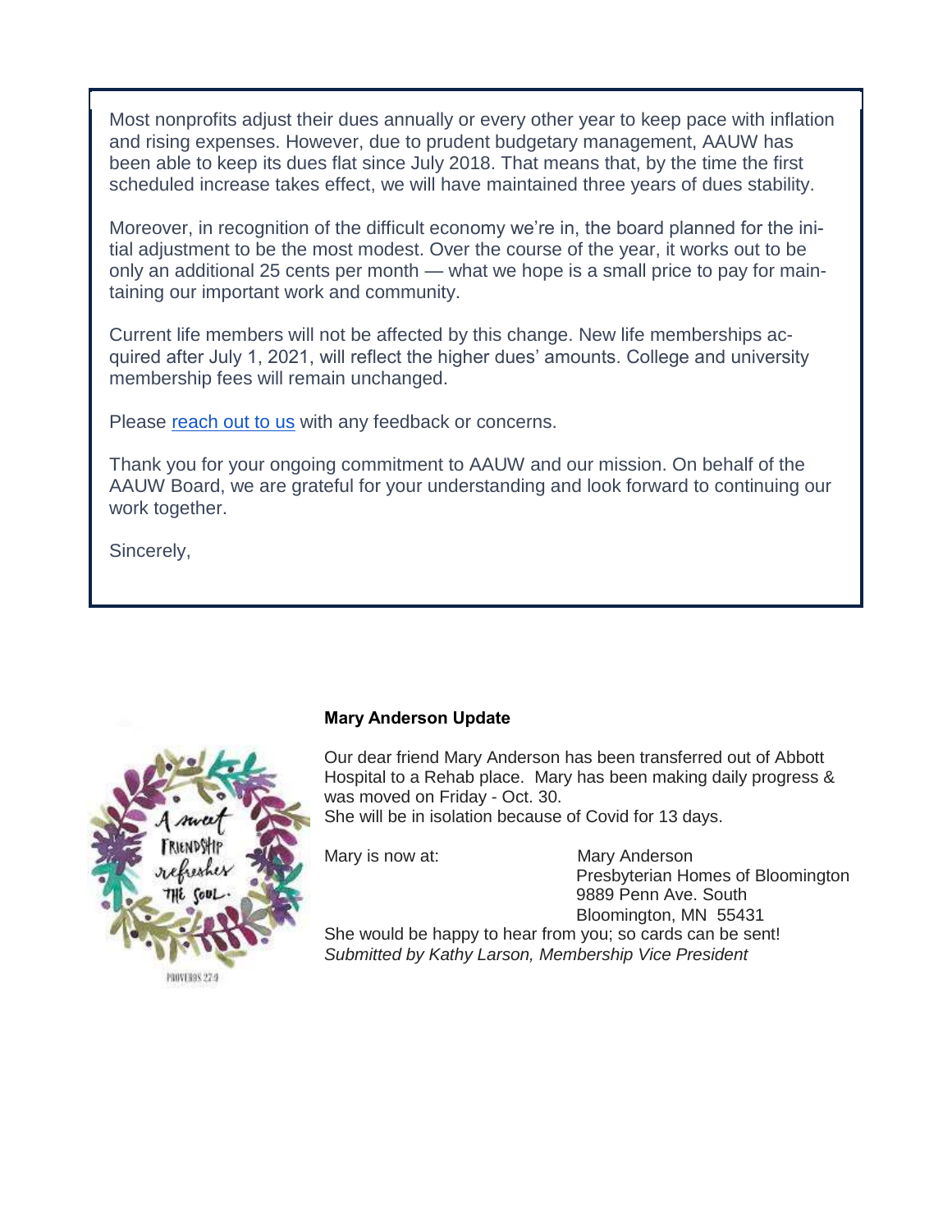Most nonprofits adjust their dues annually or every other year to keep pace with inflation and rising expenses. However, due to prudent budgetary management, AAUW has been able to keep its dues flat since July 2018. That means that, by the time the first scheduled increase takes effect, we will have maintained three years of dues stability.

Moreover, in recognition of the difficult economy we're in, the board planned for the initial adjustment to be the most modest. Over the course of the year, it works out to be only an additional 25 cents per month — what we hope is a small price to pay for maintaining our important work and community.

Current life members will not be affected by this change. New life memberships acquired after July 1, 2021, will reflect the higher dues' amounts. College and university membership fees will remain unchanged.

Please [reach out to us] with any feedback or concerns.

Thank you for your ongoing commitment to AAUW and our mission. On behalf of the AAUW Board, we are grateful for your understanding and look forward to continuing our work together.

Sincerely,

**Mary Anderson Update**

Our dear friend Mary Anderson has been transferred out of Abbott Hospital to a Rehab place. Mary has been making daily progress & was moved on Friday - Oct. 30.
She will be in isolation because of Covid for 13 days.

Mary is now at:

Mary Anderson
Presbyterian Homes of Bloomington
9889 Penn Ave. South
Bloomington, MN 55431

She would be happy to hear from you; so cards can be sent!
*Submitted by Kathy Larson, Membership Vice President*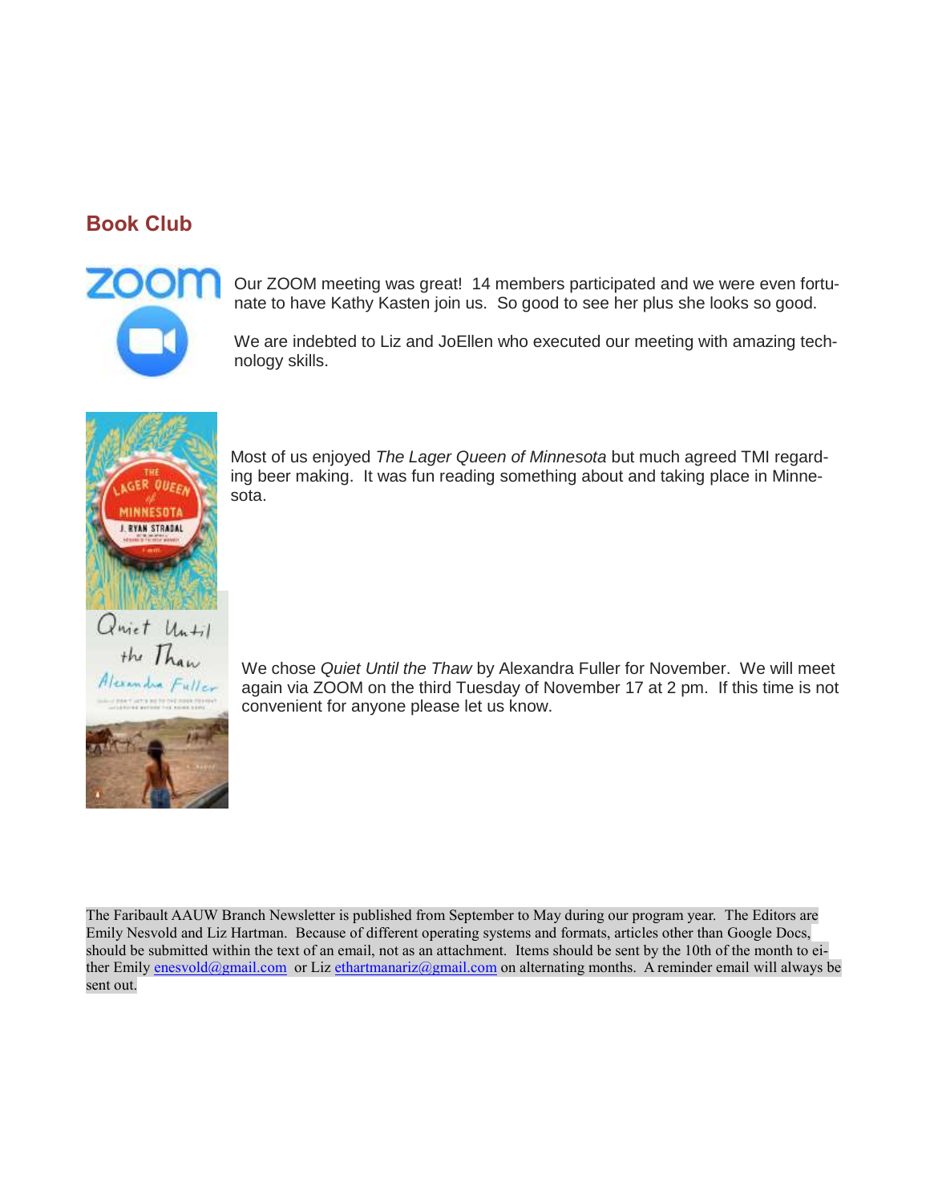## Book Club

Our ZOOM meeting was great! 14 members participated and we were even fortunate to have Kathy Kasten join us. So good to see her plus she looks so good.

We are indebted to Liz and JoEllen who executed our meeting with amazing technology skills.

Most of us enjoyed *The Lager Queen of Minnesota* but much agreed TMI regarding beer making. It was fun reading something about and taking place in Minnesota.

We chose *Quiet Until the Thaw* by Alexandra Fuller for November. We will meet again via ZOOM on the third Tuesday of November 17 at 2 pm. If this time is not convenient for anyone please let us know.

The Faribault AAUW Branch Newsletter is published from September to May during our program year. The Editors are Emily Nesvold and Liz Hartman. Because of different operating systems and formats, articles other than Google Docs, should be submitted within the text of an email, not as an attachment. Items should be sent by the 10th of the month to either Emily enesvold@gmail.com or Liz ethartmanariz@gmail.com on alternating months. A reminder email will always be sent out.